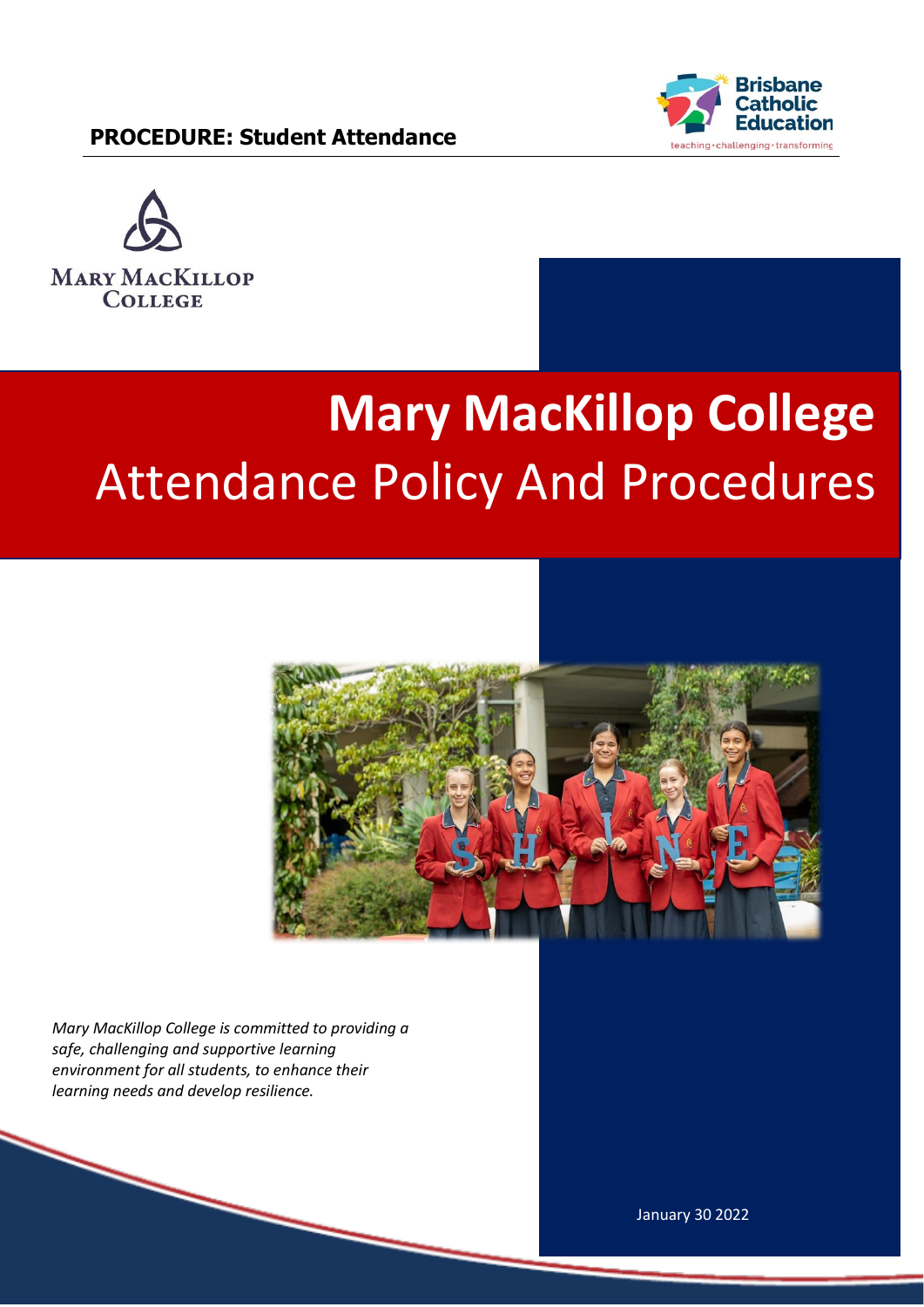**PROCEDURE: Student Attendance**

# Mary MacKillop College

## Attendance Policy And Procedures

*Mary MacKillop College is committed to providing a safe, challenging and supportive learning environment for all students, to enhance their learning needs and develop resilience.*

January 30 2022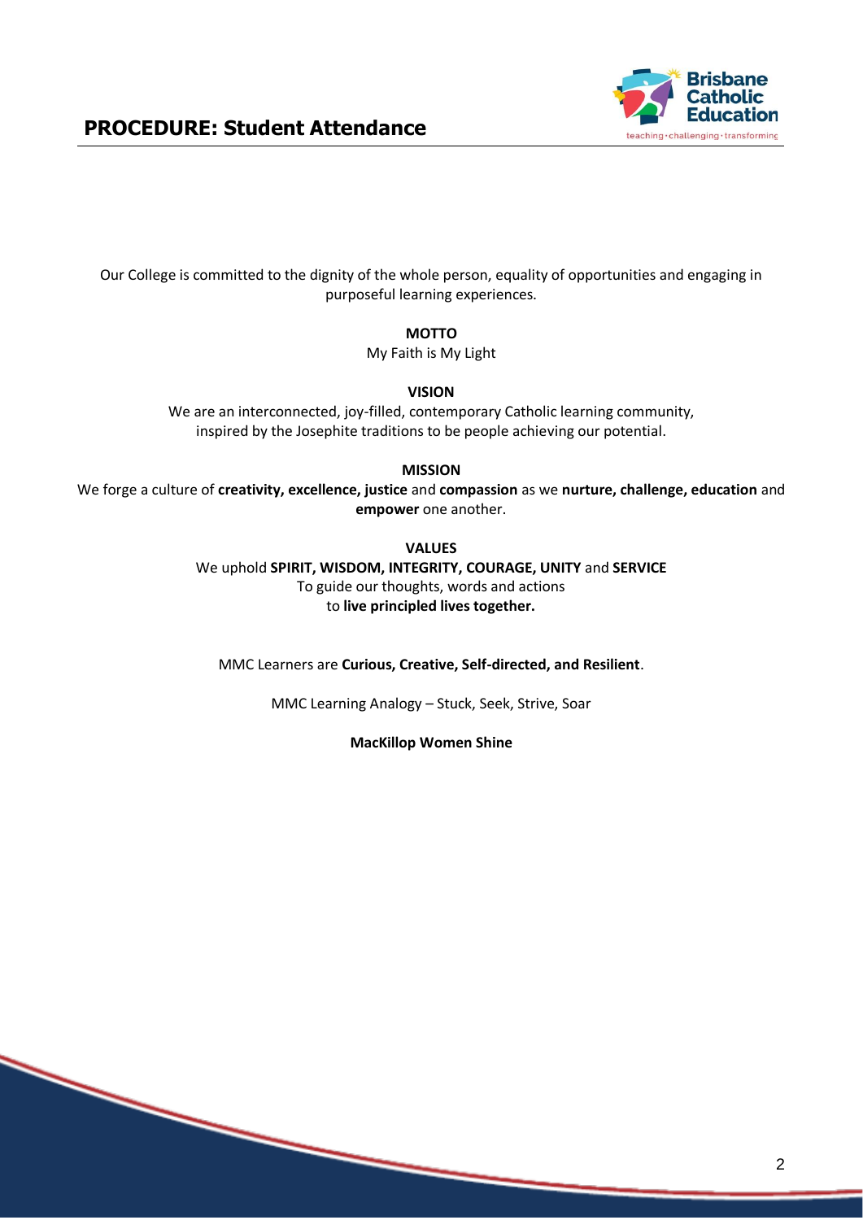Our College is committed to the dignity of the whole person, equality of opportunities and engaging in purposeful learning experiences.

**MOTTO**

My Faith is My Light

**VISION**

We are an interconnected, joy-filled, contemporary Catholic learning community, inspired by the Josephite traditions to be people achieving our potential.

**MISSION**

We forge a culture of **creativity, excellence, justice** and **compassion** as we **nurture, challenge, education** and **empower** one another.

**VALUES**

We uphold **SPIRIT, WISDOM, INTEGRITY, COURAGE, UNITY** and **SERVICE**
To guide our thoughts, words and actions
to **live principled lives together.**

MMC Learners are **Curious, Creative, Self-directed, and Resilient**.

MMC Learning Analogy – Stuck, Seek, Strive, Soar

**MacKillop Women Shine**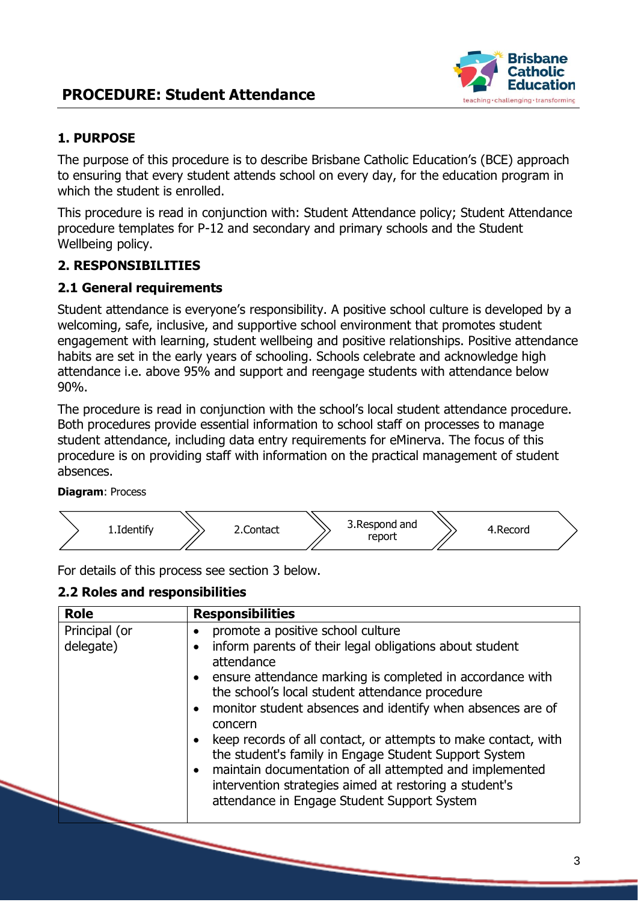# PROCEDURE: Student Attendance

## 1. PURPOSE

The purpose of this procedure is to describe Brisbane Catholic Education's (BCE) approach to ensuring that every student attends school on every day, for the education program in which the student is enrolled.

This procedure is read in conjunction with: Student Attendance policy; Student Attendance procedure templates for P-12 and secondary and primary schools and the Student Wellbeing policy.

## 2. RESPONSIBILITIES

### 2.1 General requirements

Student attendance is everyone's responsibility. A positive school culture is developed by a welcoming, safe, inclusive, and supportive school environment that promotes student engagement with learning, student wellbeing and positive relationships. Positive attendance habits are set in the early years of schooling. Schools celebrate and acknowledge high attendance i.e. above 95% and support and reengage students with attendance below 90%.

The procedure is read in conjunction with the school's local student attendance procedure. Both procedures provide essential information to school staff on processes to manage student attendance, including data entry requirements for eMinerva. The focus of this procedure is on providing staff with information on the practical management of student absences.

**Diagram**: Process

1.Identify → 2.Contact → 3.Respond and report → 4.Record

For details of this process see section 3 below.

### 2.2 Roles and responsibilities

| Role | Responsibilities |
|---|---|
| Principal (or delegate) | • promote a positive school culture<br>• inform parents of their legal obligations about student attendance<br>• ensure attendance marking is completed in accordance with the school's local student attendance procedure<br>• monitor student absences and identify when absences are of concern<br>• keep records of all contact, or attempts to make contact, with the student's family in Engage Student Support System<br>• maintain documentation of all attempted and implemented intervention strategies aimed at restoring a student's attendance in Engage Student Support System |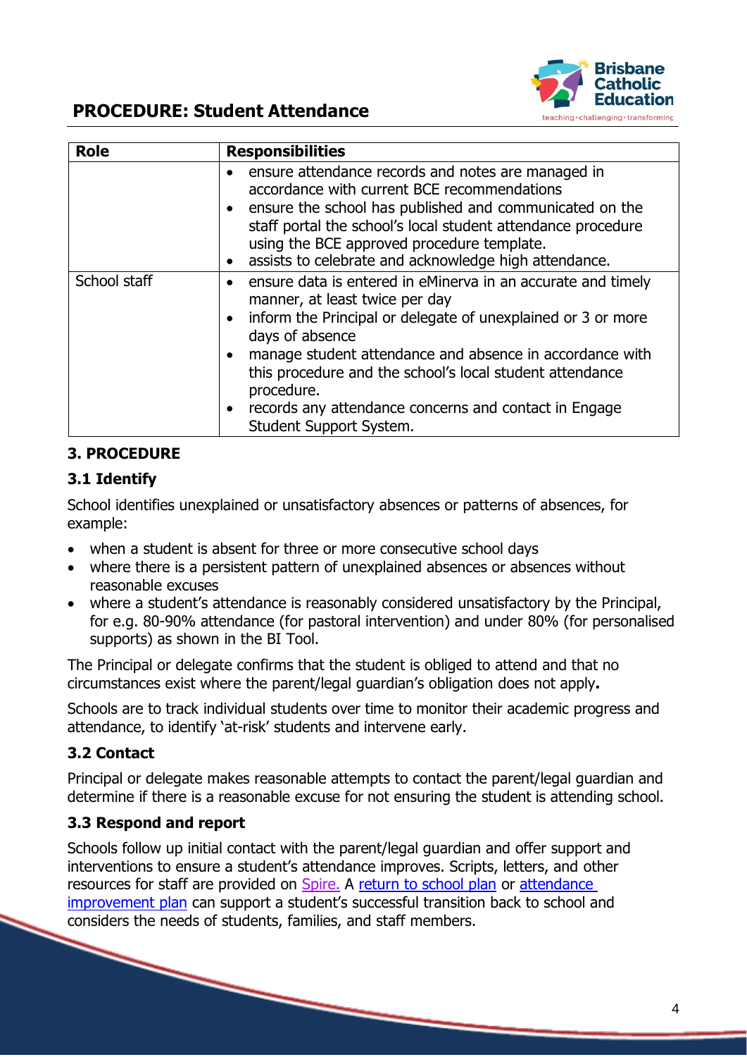| Role | Responsibilities |
|---|---|
| | • ensure attendance records and notes are managed in accordance with current BCE recommendations<br>• ensure the school has published and communicated on the staff portal the school's local student attendance procedure using the BCE approved procedure template.<br>• assists to celebrate and acknowledge high attendance. |
| School staff | • ensure data is entered in eMinerva in an accurate and timely manner, at least twice per day<br>• inform the Principal or delegate of unexplained or 3 or more days of absence<br>• manage student attendance and absence in accordance with this procedure and the school's local student attendance procedure.<br>• records any attendance concerns and contact in Engage Student Support System. |

## 3. PROCEDURE

### 3.1 Identify

School identifies unexplained or unsatisfactory absences or patterns of absences, for example:

- when a student is absent for three or more consecutive school days
- where there is a persistent pattern of unexplained absences or absences without reasonable excuses
- where a student's attendance is reasonably considered unsatisfactory by the Principal, for e.g. 80-90% attendance (for pastoral intervention) and under 80% (for personalised supports) as shown in the BI Tool.

The Principal or delegate confirms that the student is obliged to attend and that no circumstances exist where the parent/legal guardian's obligation does not apply**.**

Schools are to track individual students over time to monitor their academic progress and attendance, to identify 'at-risk' students and intervene early.

### 3.2 Contact

Principal or delegate makes reasonable attempts to contact the parent/legal guardian and determine if there is a reasonable excuse for not ensuring the student is attending school.

### 3.3 Respond and report

Schools follow up initial contact with the parent/legal guardian and offer support and interventions to ensure a student's attendance improves. Scripts, letters, and other resources for staff are provided on Spire. A return to school plan or attendance improvement plan can support a student's successful transition back to school and considers the needs of students, families, and staff members.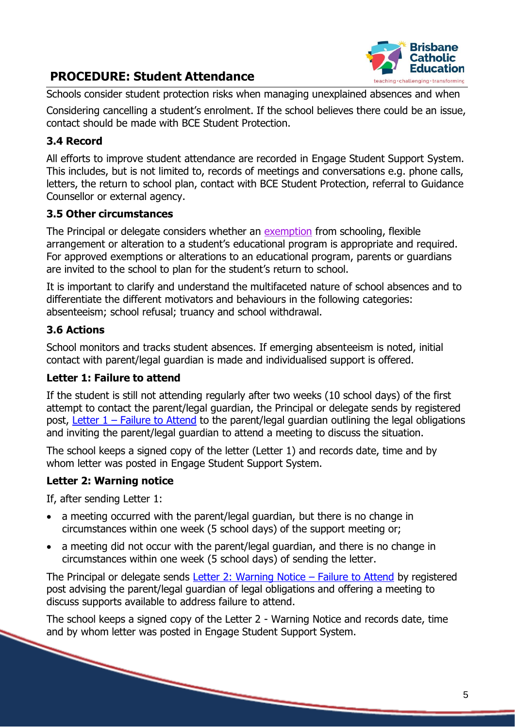Schools consider student protection risks when managing unexplained absences and when Considering cancelling a student's enrolment. If the school believes there could be an issue, contact should be made with BCE Student Protection.

### 3.4 Record

All efforts to improve student attendance are recorded in Engage Student Support System. This includes, but is not limited to, records of meetings and conversations e.g. phone calls, letters, the return to school plan, contact with BCE Student Protection, referral to Guidance Counsellor or external agency.

### 3.5 Other circumstances

The Principal or delegate considers whether an exemption from schooling, flexible arrangement or alteration to a student's educational program is appropriate and required. For approved exemptions or alterations to an educational program, parents or guardians are invited to the school to plan for the student's return to school.

It is important to clarify and understand the multifaceted nature of school absences and to differentiate the different motivators and behaviours in the following categories: absenteeism; school refusal; truancy and school withdrawal.

### 3.6 Actions

School monitors and tracks student absences. If emerging absenteeism is noted, initial contact with parent/legal guardian is made and individualised support is offered.

**Letter 1: Failure to attend**

If the student is still not attending regularly after two weeks (10 school days) of the first attempt to contact the parent/legal guardian, the Principal or delegate sends by registered post, Letter 1 – Failure to Attend to the parent/legal guardian outlining the legal obligations and inviting the parent/legal guardian to attend a meeting to discuss the situation.

The school keeps a signed copy of the letter (Letter 1) and records date, time and by whom letter was posted in Engage Student Support System.

**Letter 2: Warning notice**

If, after sending Letter 1:

- a meeting occurred with the parent/legal guardian, but there is no change in circumstances within one week (5 school days) of the support meeting or;
- a meeting did not occur with the parent/legal guardian, and there is no change in circumstances within one week (5 school days) of sending the letter.

The Principal or delegate sends Letter 2: Warning Notice – Failure to Attend by registered post advising the parent/legal guardian of legal obligations and offering a meeting to discuss supports available to address failure to attend.

The school keeps a signed copy of the Letter 2 - Warning Notice and records date, time and by whom letter was posted in Engage Student Support System.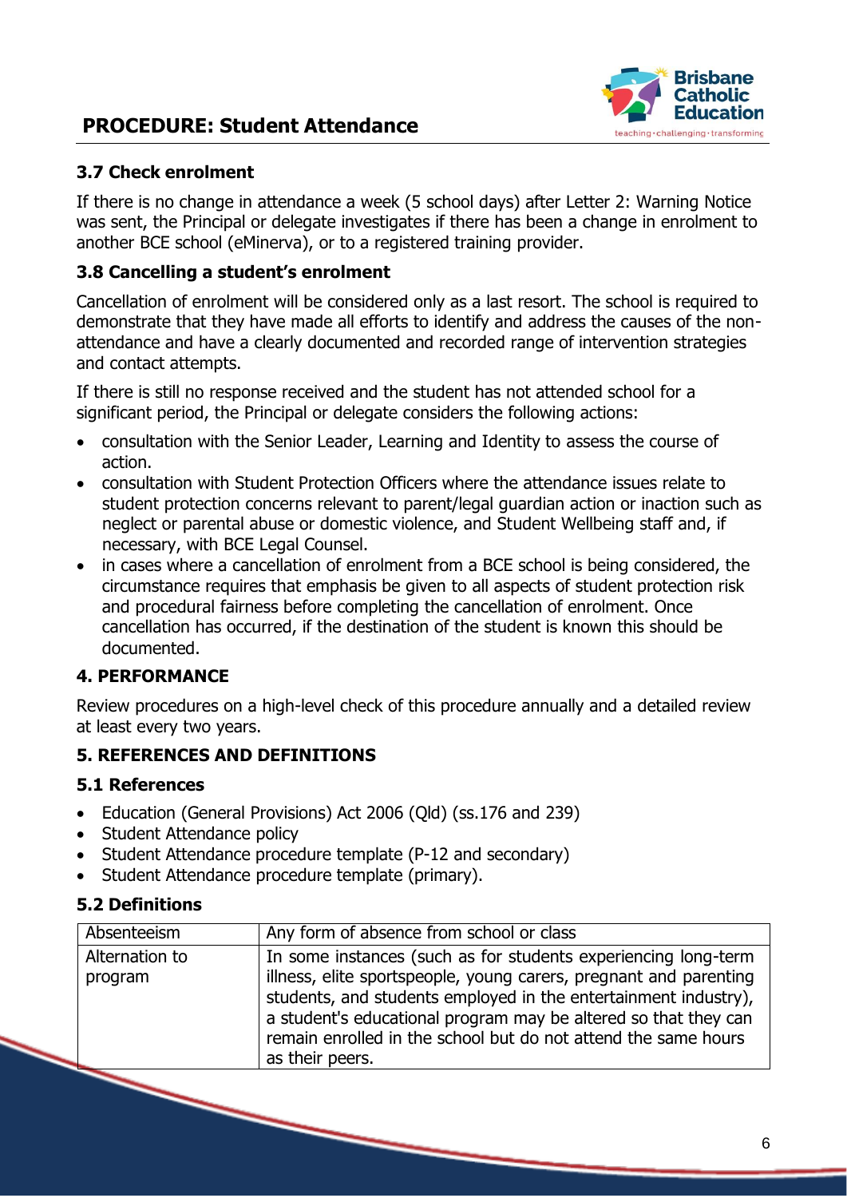### 3.7 Check enrolment

If there is no change in attendance a week (5 school days) after Letter 2: Warning Notice was sent, the Principal or delegate investigates if there has been a change in enrolment to another BCE school (eMinerva), or to a registered training provider.

### 3.8 Cancelling a student's enrolment

Cancellation of enrolment will be considered only as a last resort. The school is required to demonstrate that they have made all efforts to identify and address the causes of the non-attendance and have a clearly documented and recorded range of intervention strategies and contact attempts.

If there is still no response received and the student has not attended school for a significant period, the Principal or delegate considers the following actions:

- consultation with the Senior Leader, Learning and Identity to assess the course of action.
- consultation with Student Protection Officers where the attendance issues relate to student protection concerns relevant to parent/legal guardian action or inaction such as neglect or parental abuse or domestic violence, and Student Wellbeing staff and, if necessary, with BCE Legal Counsel.
- in cases where a cancellation of enrolment from a BCE school is being considered, the circumstance requires that emphasis be given to all aspects of student protection risk and procedural fairness before completing the cancellation of enrolment. Once cancellation has occurred, if the destination of the student is known this should be documented.

## 4. PERFORMANCE

Review procedures on a high-level check of this procedure annually and a detailed review at least every two years.

## 5. REFERENCES AND DEFINITIONS

### 5.1 References

- Education (General Provisions) Act 2006 (Qld) (ss.176 and 239)
- Student Attendance policy
- Student Attendance procedure template (P-12 and secondary)
- Student Attendance procedure template (primary).

### 5.2 Definitions

| Term | Definition |
|---|---|
| Absenteeism | Any form of absence from school or class |
| Alternation to program | In some instances (such as for students experiencing long-term illness, elite sportspeople, young carers, pregnant and parenting students, and students employed in the entertainment industry), a student's educational program may be altered so that they can remain enrolled in the school but do not attend the same hours as their peers. |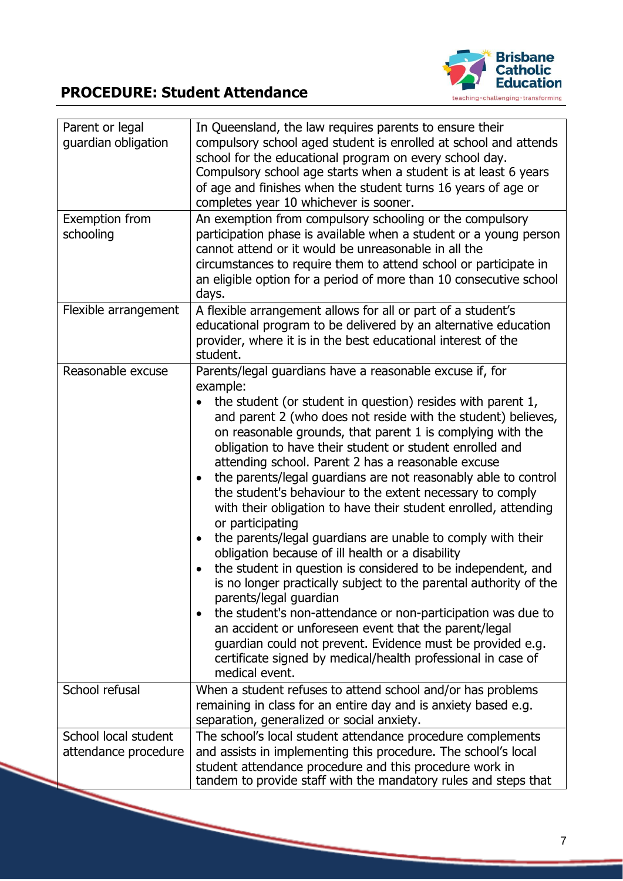| | |
|---|---|
| Parent or legal guardian obligation | In Queensland, the law requires parents to ensure their compulsory school aged student is enrolled at school and attends school for the educational program on every school day. Compulsory school age starts when a student is at least 6 years of age and finishes when the student turns 16 years of age or completes year 10 whichever is sooner. |
| Exemption from schooling | An exemption from compulsory schooling or the compulsory participation phase is available when a student or a young person cannot attend or it would be unreasonable in all the circumstances to require them to attend school or participate in an eligible option for a period of more than 10 consecutive school days. |
| Flexible arrangement | A flexible arrangement allows for all or part of a student's educational program to be delivered by an alternative education provider, where it is in the best educational interest of the student. |
| Reasonable excuse | Parents/legal guardians have a reasonable excuse if, for example:<br>• the student (or student in question) resides with parent 1, and parent 2 (who does not reside with the student) believes, on reasonable grounds, that parent 1 is complying with the obligation to have their student or student enrolled and attending school. Parent 2 has a reasonable excuse<br>• the parents/legal guardians are not reasonably able to control the student's behaviour to the extent necessary to comply with their obligation to have their student enrolled, attending or participating<br>• the parents/legal guardians are unable to comply with their obligation because of ill health or a disability<br>• the student in question is considered to be independent, and is no longer practically subject to the parental authority of the parents/legal guardian<br>• the student's non-attendance or non-participation was due to an accident or unforeseen event that the parent/legal guardian could not prevent. Evidence must be provided e.g. certificate signed by medical/health professional in case of medical event. |
| School refusal | When a student refuses to attend school and/or has problems remaining in class for an entire day and is anxiety based e.g. separation, generalized or social anxiety. |
| School local student attendance procedure | The school's local student attendance procedure complements and assists in implementing this procedure. The school's local student attendance procedure and this procedure work in tandem to provide staff with the mandatory rules and steps that |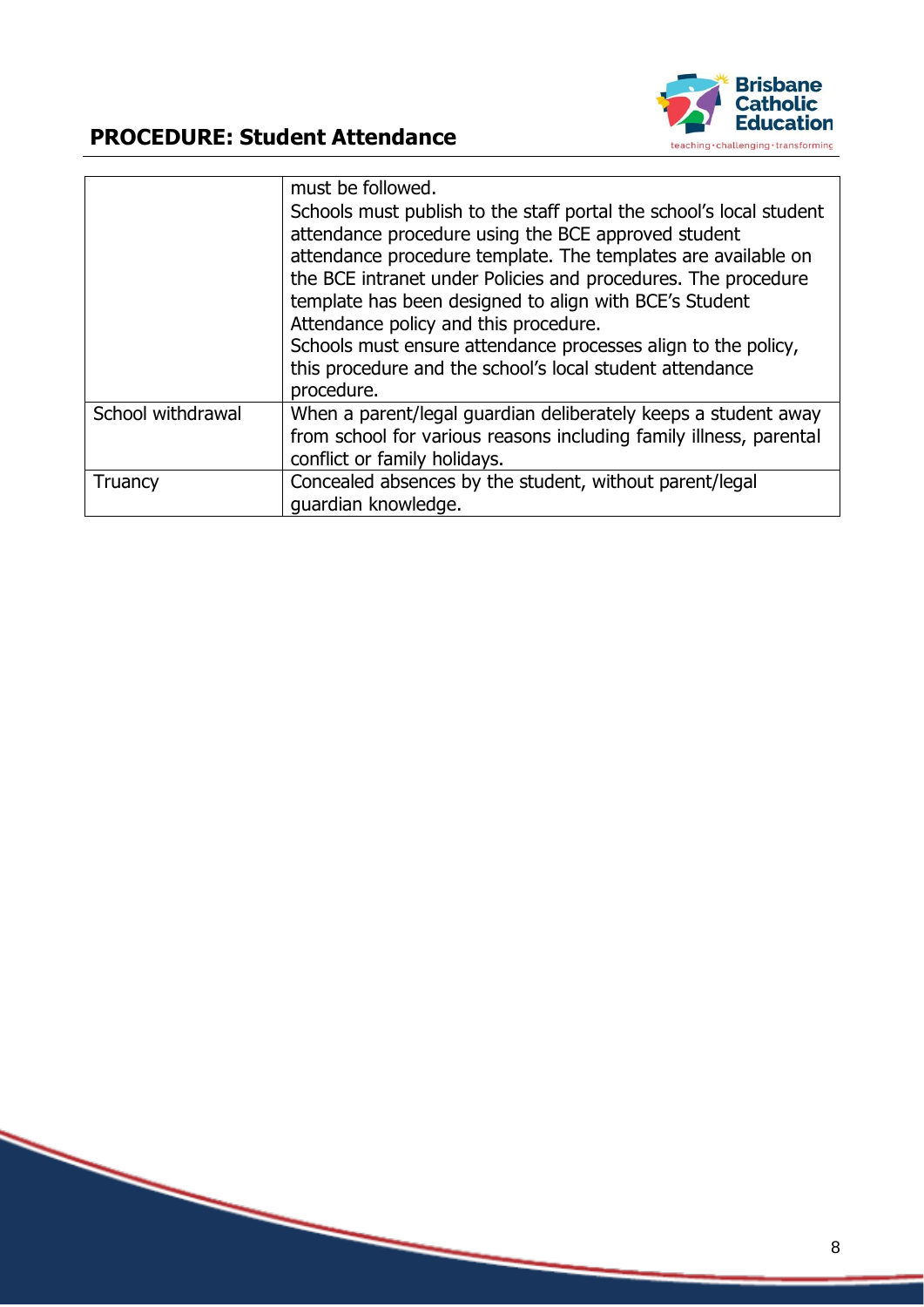| | |
|---|---|
| | must be followed.<br>Schools must publish to the staff portal the school's local student attendance procedure using the BCE approved student attendance procedure template. The templates are available on the BCE intranet under Policies and procedures. The procedure template has been designed to align with BCE's Student Attendance policy and this procedure.<br>Schools must ensure attendance processes align to the policy, this procedure and the school's local student attendance procedure. |
| School withdrawal | When a parent/legal guardian deliberately keeps a student away from school for various reasons including family illness, parental conflict or family holidays. |
| Truancy | Concealed absences by the student, without parent/legal guardian knowledge. |